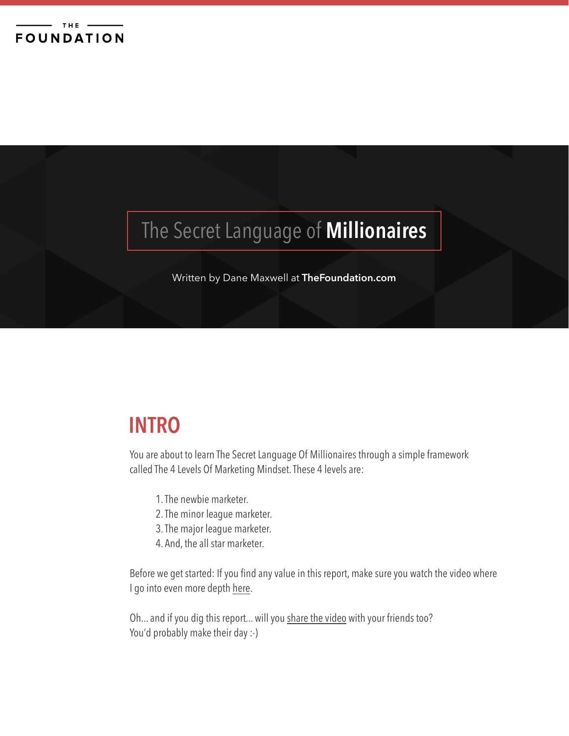THE FOUNDATION

# The Secret Language of **Millionaires**

Written by Dane Maxwell at **TheFoundation.com**

## INTRO

You are about to learn The Secret Language Of Millionaires through a simple framework called The 4 Levels Of Marketing Mindset. These 4 levels are:

1. The newbie marketer.
2. The minor league marketer.
3. The major league marketer.
4. And, the all star marketer.

Before we get started: If you find any value in this report, make sure you watch the video where I go into even more depth here.

Oh... and if you dig this report... will you share the video with your friends too?
You'd probably make their day :-)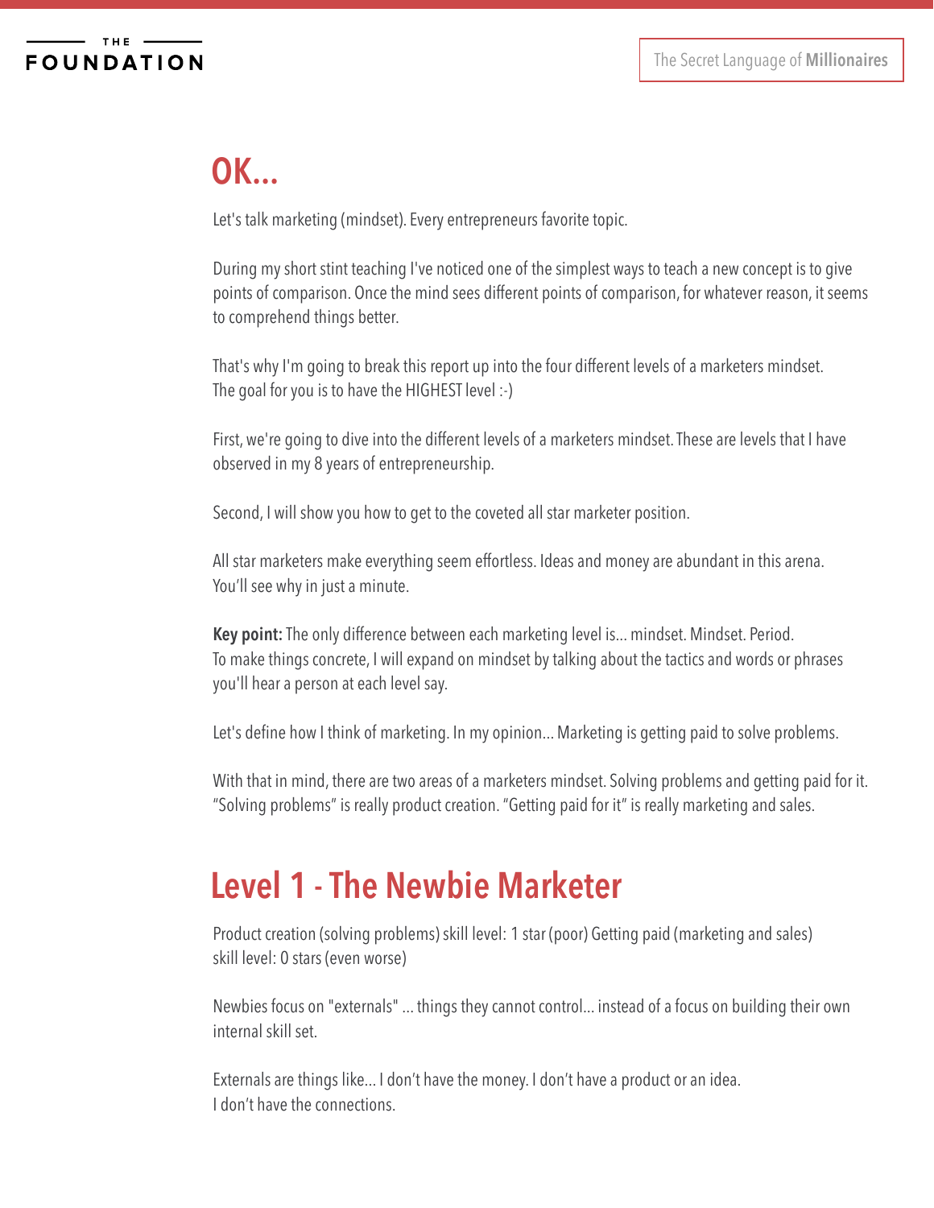## OK...

Let's talk marketing (mindset). Every entrepreneurs favorite topic.

During my short stint teaching I've noticed one of the simplest ways to teach a new concept is to give points of comparison. Once the mind sees different points of comparison, for whatever reason, it seems to comprehend things better.

That's why I'm going to break this report up into the four different levels of a marketers mindset. The goal for you is to have the HIGHEST level :-)

First, we're going to dive into the different levels of a marketers mindset. These are levels that I have observed in my 8 years of entrepreneurship.

Second, I will show you how to get to the coveted all star marketer position.

All star marketers make everything seem effortless. Ideas and money are abundant in this arena. You'll see why in just a minute.

**Key point:** The only difference between each marketing level is... mindset. Mindset. Period. To make things concrete, I will expand on mindset by talking about the tactics and words or phrases you'll hear a person at each level say.

Let's define how I think of marketing. In my opinion... Marketing is getting paid to solve problems.

With that in mind, there are two areas of a marketers mindset. Solving problems and getting paid for it. "Solving problems" is really product creation. "Getting paid for it" is really marketing and sales.

## Level 1 - The Newbie Marketer

Product creation (solving problems) skill level: 1 star (poor) Getting paid (marketing and sales) skill level: 0 stars (even worse)

Newbies focus on "externals" ... things they cannot control... instead of a focus on building their own internal skill set.

Externals are things like... I don't have the money. I don't have a product or an idea. I don't have the connections.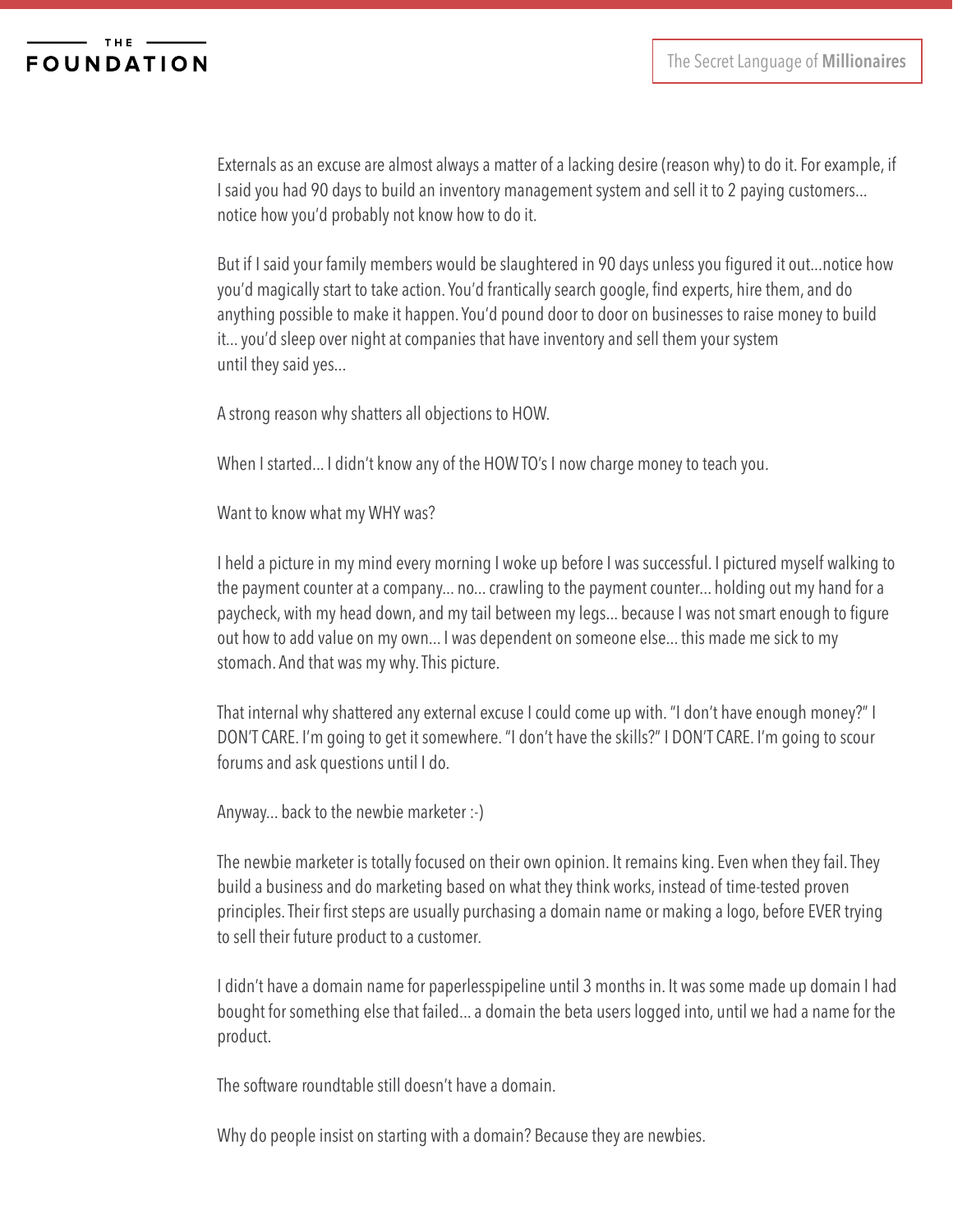Externals as an excuse are almost always a matter of a lacking desire (reason why) to do it. For example, if I said you had 90 days to build an inventory management system and sell it to 2 paying customers... notice how you'd probably not know how to do it.

But if I said your family members would be slaughtered in 90 days unless you figured it out...notice how you'd magically start to take action. You'd frantically search google, find experts, hire them, and do anything possible to make it happen. You'd pound door to door on businesses to raise money to build it... you'd sleep over night at companies that have inventory and sell them your system until they said yes...

A strong reason why shatters all objections to HOW.

When I started... I didn't know any of the HOW TO's I now charge money to teach you.

Want to know what my WHY was?

I held a picture in my mind every morning I woke up before I was successful. I pictured myself walking to the payment counter at a company... no... crawling to the payment counter... holding out my hand for a paycheck, with my head down, and my tail between my legs... because I was not smart enough to figure out how to add value on my own... I was dependent on someone else... this made me sick to my stomach. And that was my why. This picture.

That internal why shattered any external excuse I could come up with. "I don't have enough money?" I DON'T CARE. I'm going to get it somewhere. "I don't have the skills?" I DON'T CARE. I'm going to scour forums and ask questions until I do.

Anyway... back to the newbie marketer :-)

The newbie marketer is totally focused on their own opinion. It remains king. Even when they fail. They build a business and do marketing based on what they think works, instead of time-tested proven principles. Their first steps are usually purchasing a domain name or making a logo, before EVER trying to sell their future product to a customer.

I didn't have a domain name for paperlesspipeline until 3 months in. It was some made up domain I had bought for something else that failed... a domain the beta users logged into, until we had a name for the product.

The software roundtable still doesn't have a domain.

Why do people insist on starting with a domain? Because they are newbies.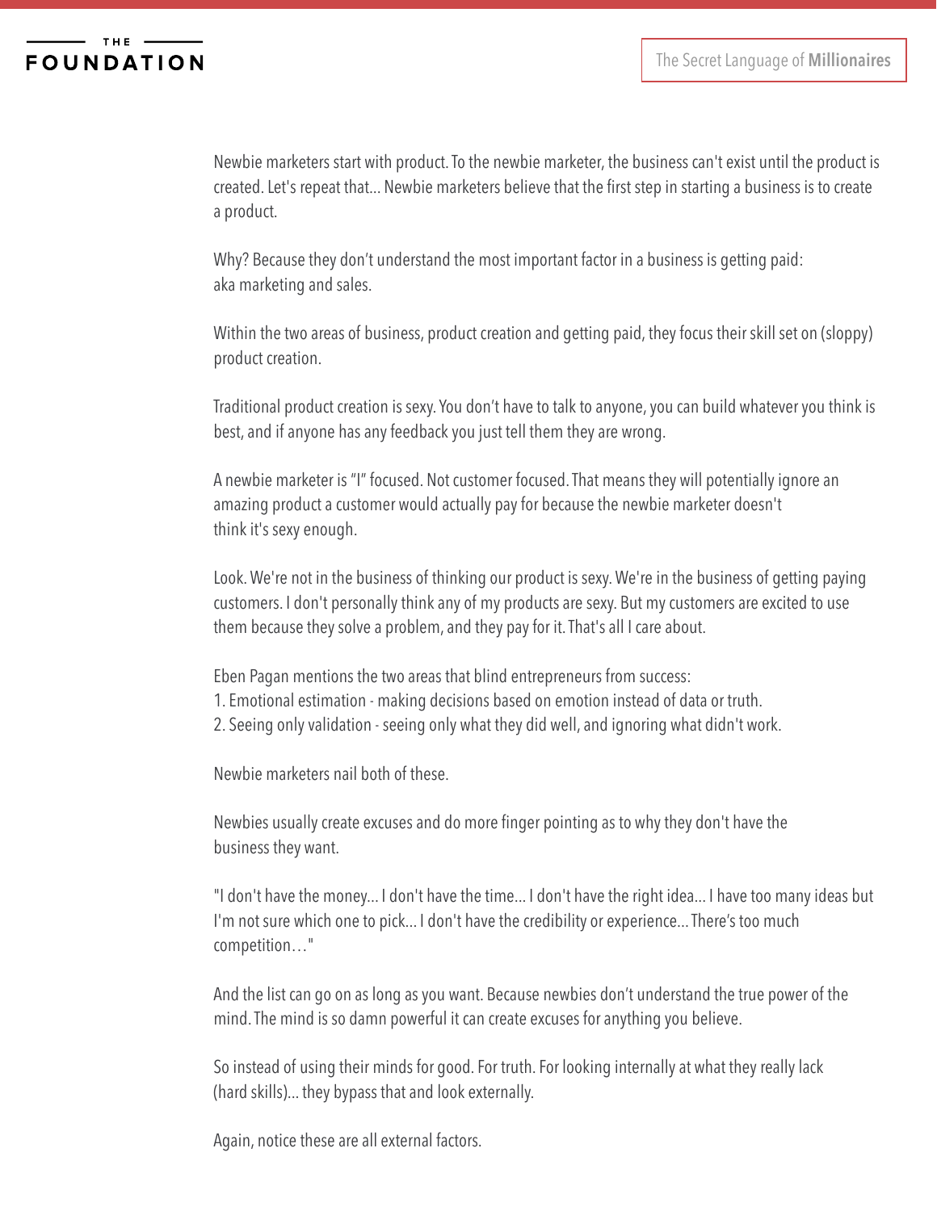Newbie marketers start with product. To the newbie marketer, the business can't exist until the product is created. Let's repeat that... Newbie marketers believe that the first step in starting a business is to create a product.

Why? Because they don't understand the most important factor in a business is getting paid: aka marketing and sales.

Within the two areas of business, product creation and getting paid, they focus their skill set on (sloppy) product creation.

Traditional product creation is sexy. You don't have to talk to anyone, you can build whatever you think is best, and if anyone has any feedback you just tell them they are wrong.

A newbie marketer is "I" focused. Not customer focused. That means they will potentially ignore an amazing product a customer would actually pay for because the newbie marketer doesn't think it's sexy enough.

Look. We're not in the business of thinking our product is sexy. We're in the business of getting paying customers. I don't personally think any of my products are sexy. But my customers are excited to use them because they solve a problem, and they pay for it. That's all I care about.

Eben Pagan mentions the two areas that blind entrepreneurs from success:
1. Emotional estimation - making decisions based on emotion instead of data or truth.
2. Seeing only validation - seeing only what they did well, and ignoring what didn't work.

Newbie marketers nail both of these.

Newbies usually create excuses and do more finger pointing as to why they don't have the business they want.

"I don't have the money... I don't have the time... I don't have the right idea... I have too many ideas but I'm not sure which one to pick... I don't have the credibility or experience... There's too much competition…"

And the list can go on as long as you want. Because newbies don't understand the true power of the mind. The mind is so damn powerful it can create excuses for anything you believe.

So instead of using their minds for good. For truth. For looking internally at what they really lack (hard skills)... they bypass that and look externally.

Again, notice these are all external factors.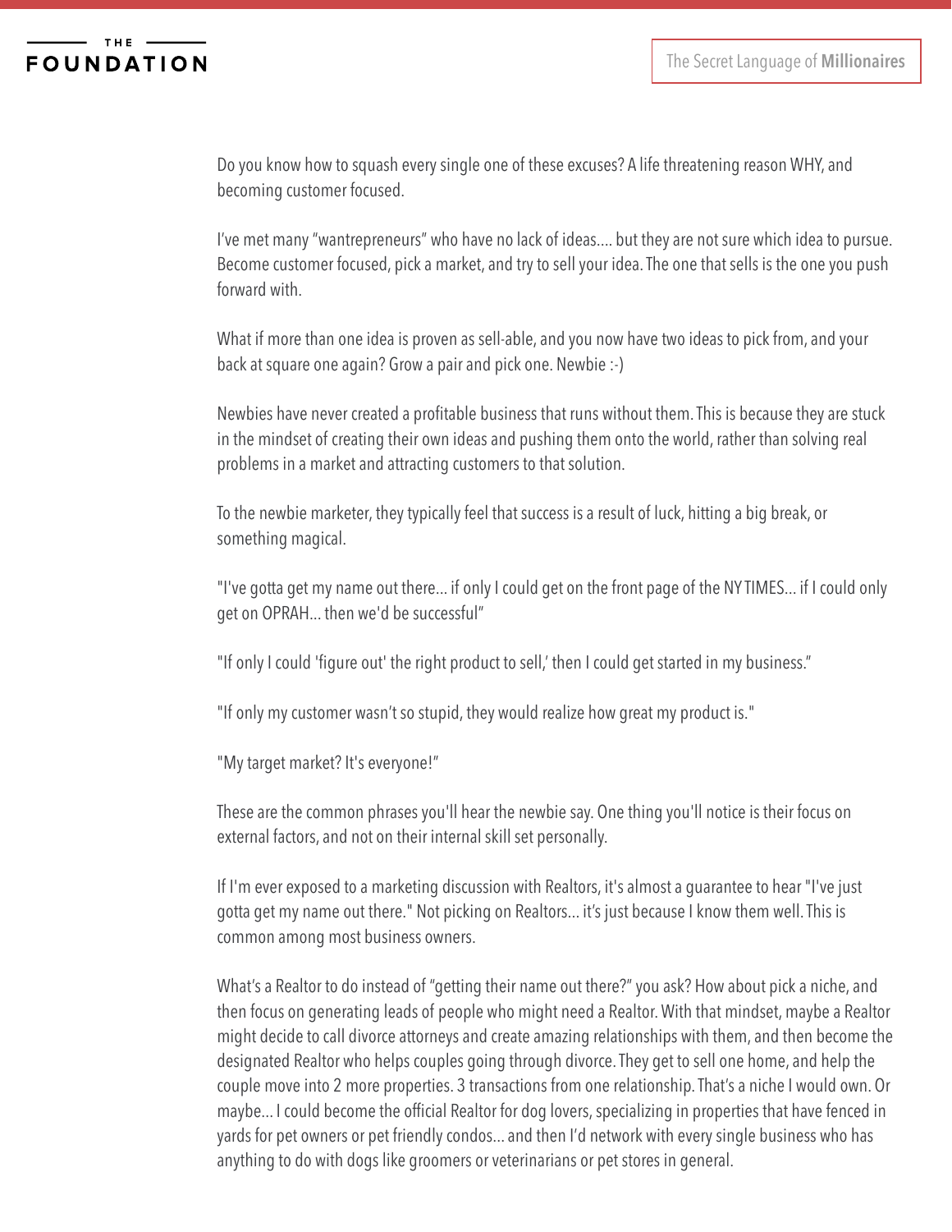Do you know how to squash every single one of these excuses? A life threatening reason WHY, and becoming customer focused.

I've met many "wantrepreneurs" who have no lack of ideas.... but they are not sure which idea to pursue. Become customer focused, pick a market, and try to sell your idea. The one that sells is the one you push forward with.

What if more than one idea is proven as sell-able, and you now have two ideas to pick from, and your back at square one again? Grow a pair and pick one. Newbie :-)

Newbies have never created a profitable business that runs without them. This is because they are stuck in the mindset of creating their own ideas and pushing them onto the world, rather than solving real problems in a market and attracting customers to that solution.

To the newbie marketer, they typically feel that success is a result of luck, hitting a big break, or something magical.

"I've gotta get my name out there... if only I could get on the front page of the NY TIMES... if I could only get on OPRAH... then we'd be successful"

"If only I could 'figure out' the right product to sell,' then I could get started in my business."

"If only my customer wasn't so stupid, they would realize how great my product is."

"My target market? It's everyone!"

These are the common phrases you'll hear the newbie say. One thing you'll notice is their focus on external factors, and not on their internal skill set personally.

If I'm ever exposed to a marketing discussion with Realtors, it's almost a guarantee to hear "I've just gotta get my name out there." Not picking on Realtors... it's just because I know them well. This is common among most business owners.

What's a Realtor to do instead of "getting their name out there?" you ask? How about pick a niche, and then focus on generating leads of people who might need a Realtor. With that mindset, maybe a Realtor might decide to call divorce attorneys and create amazing relationships with them, and then become the designated Realtor who helps couples going through divorce. They get to sell one home, and help the couple move into 2 more properties. 3 transactions from one relationship. That's a niche I would own. Or maybe... I could become the official Realtor for dog lovers, specializing in properties that have fenced in yards for pet owners or pet friendly condos... and then I'd network with every single business who has anything to do with dogs like groomers or veterinarians or pet stores in general.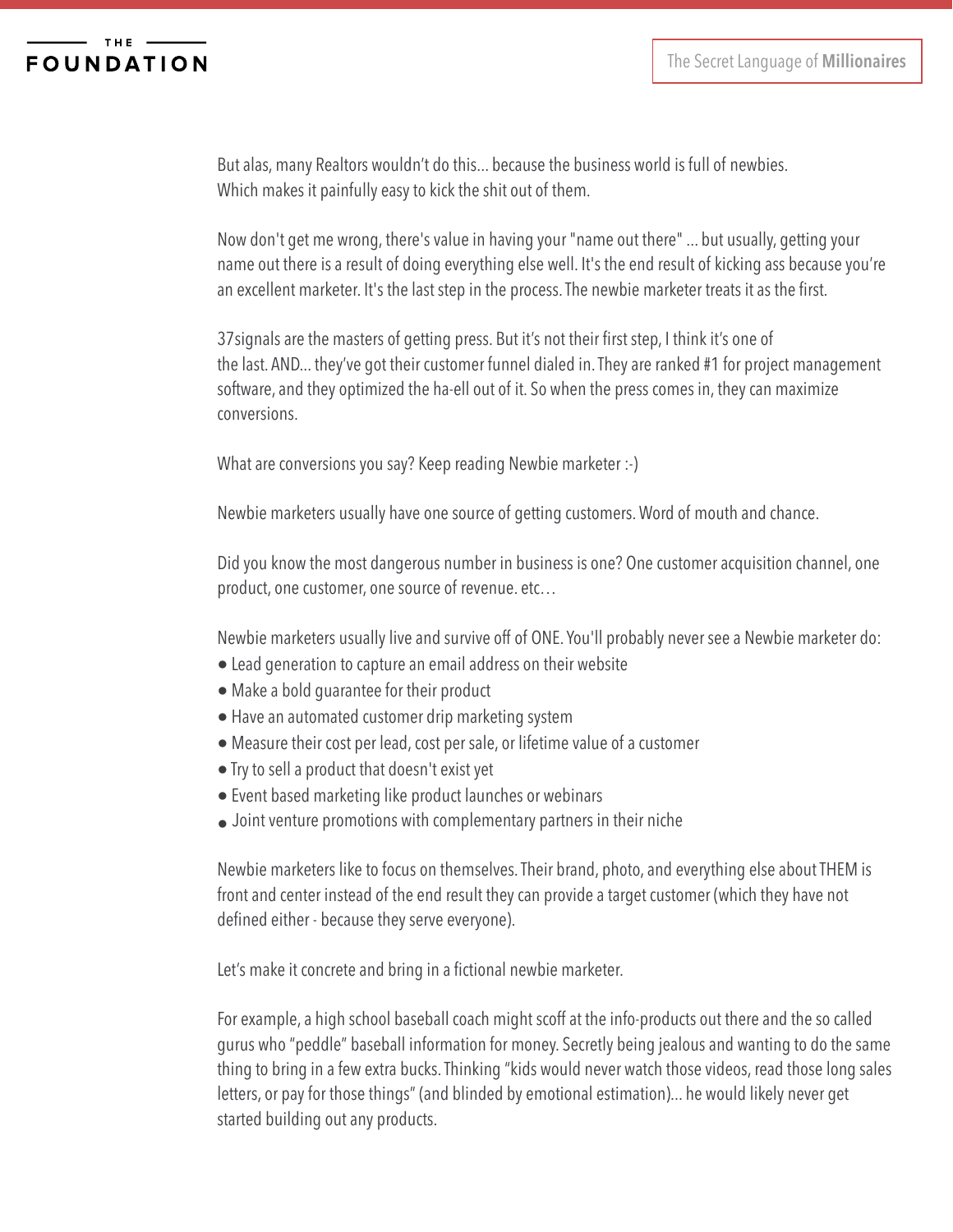But alas, many Realtors wouldn't do this... because the business world is full of newbies. Which makes it painfully easy to kick the shit out of them.

Now don't get me wrong, there's value in having your "name out there" ... but usually, getting your name out there is a result of doing everything else well. It's the end result of kicking ass because you're an excellent marketer. It's the last step in the process. The newbie marketer treats it as the first.

37signals are the masters of getting press. But it's not their first step, I think it's one of the last. AND... they've got their customer funnel dialed in. They are ranked #1 for project management software, and they optimized the ha-ell out of it. So when the press comes in, they can maximize conversions.

What are conversions you say? Keep reading Newbie marketer :-)

Newbie marketers usually have one source of getting customers. Word of mouth and chance.

Did you know the most dangerous number in business is one? One customer acquisition channel, one product, one customer, one source of revenue. etc…

Newbie marketers usually live and survive off of ONE. You'll probably never see a Newbie marketer do:

- Lead generation to capture an email address on their website
- Make a bold guarantee for their product
- Have an automated customer drip marketing system
- Measure their cost per lead, cost per sale, or lifetime value of a customer
- Try to sell a product that doesn't exist yet
- Event based marketing like product launches or webinars
- Joint venture promotions with complementary partners in their niche

Newbie marketers like to focus on themselves. Their brand, photo, and everything else about THEM is front and center instead of the end result they can provide a target customer (which they have not defined either - because they serve everyone).

Let's make it concrete and bring in a fictional newbie marketer.

For example, a high school baseball coach might scoff at the info-products out there and the so called gurus who "peddle" baseball information for money. Secretly being jealous and wanting to do the same thing to bring in a few extra bucks. Thinking "kids would never watch those videos, read those long sales letters, or pay for those things" (and blinded by emotional estimation)... he would likely never get started building out any products.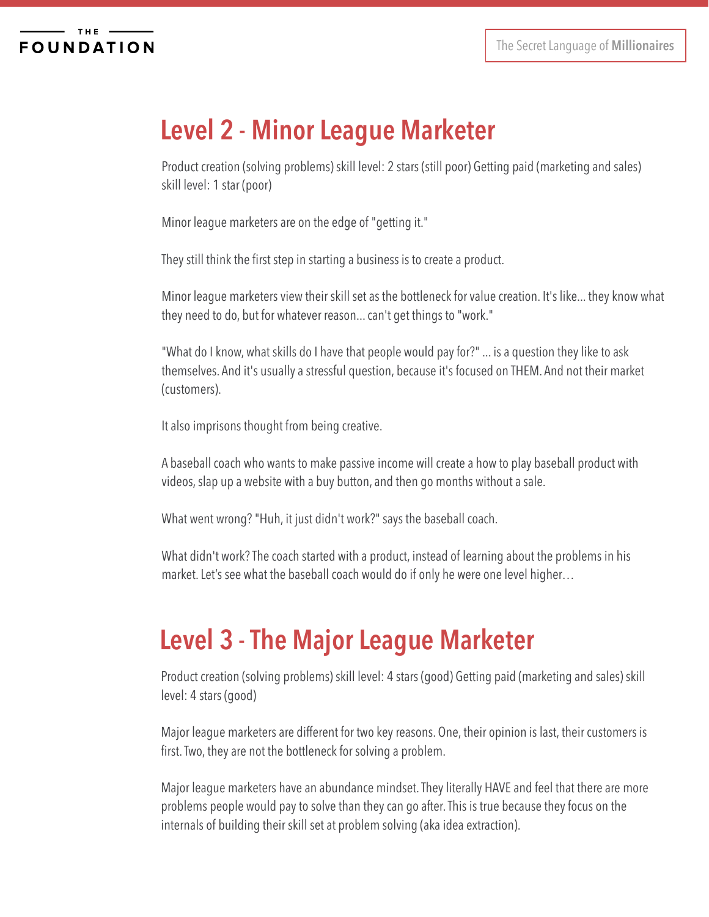## Level 2 - Minor League Marketer

Product creation (solving problems) skill level: 2 stars (still poor) Getting paid (marketing and sales) skill level: 1 star (poor)

Minor league marketers are on the edge of "getting it."

They still think the first step in starting a business is to create a product.

Minor league marketers view their skill set as the bottleneck for value creation. It's like... they know what they need to do, but for whatever reason... can't get things to "work."

"What do I know, what skills do I have that people would pay for?" ... is a question they like to ask themselves. And it's usually a stressful question, because it's focused on THEM. And not their market (customers).

It also imprisons thought from being creative.

A baseball coach who wants to make passive income will create a how to play baseball product with videos, slap up a website with a buy button, and then go months without a sale.

What went wrong? "Huh, it just didn't work?" says the baseball coach.

What didn't work? The coach started with a product, instead of learning about the problems in his market. Let's see what the baseball coach would do if only he were one level higher…

## Level 3 - The Major League Marketer

Product creation (solving problems) skill level: 4 stars (good) Getting paid (marketing and sales) skill level: 4 stars (good)

Major league marketers are different for two key reasons. One, their opinion is last, their customers is first. Two, they are not the bottleneck for solving a problem.

Major league marketers have an abundance mindset. They literally HAVE and feel that there are more problems people would pay to solve than they can go after. This is true because they focus on the internals of building their skill set at problem solving (aka idea extraction).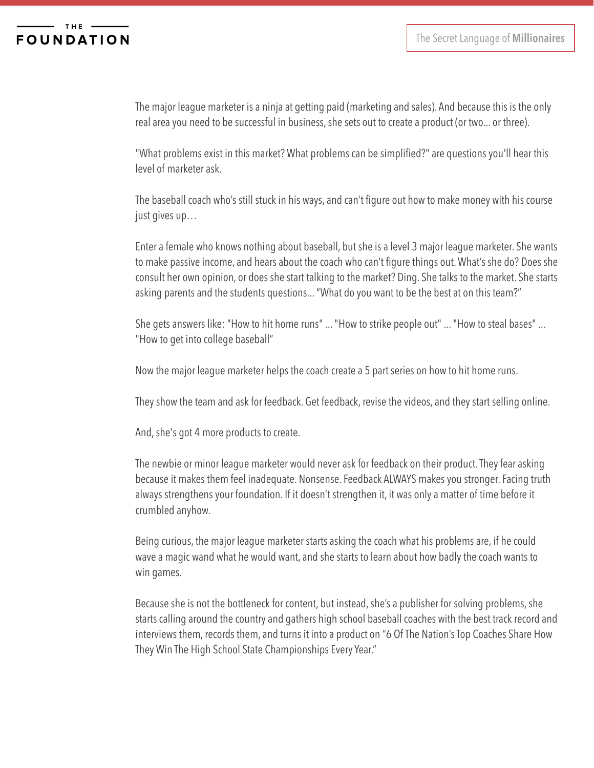The major league marketer is a ninja at getting paid (marketing and sales). And because this is the only real area you need to be successful in business, she sets out to create a product (or two... or three).

"What problems exist in this market? What problems can be simplified?" are questions you'll hear this level of marketer ask.

The baseball coach who's still stuck in his ways, and can't figure out how to make money with his course just gives up…

Enter a female who knows nothing about baseball, but she is a level 3 major league marketer. She wants to make passive income, and hears about the coach who can't figure things out. What's she do? Does she consult her own opinion, or does she start talking to the market? Ding. She talks to the market. She starts asking parents and the students questions... "What do you want to be the best at on this team?"

She gets answers like: "How to hit home runs" ... "How to strike people out" ... "How to steal bases" ... "How to get into college baseball"

Now the major league marketer helps the coach create a 5 part series on how to hit home runs.

They show the team and ask for feedback. Get feedback, revise the videos, and they start selling online.

And, she's got 4 more products to create.

The newbie or minor league marketer would never ask for feedback on their product. They fear asking because it makes them feel inadequate. Nonsense. Feedback ALWAYS makes you stronger. Facing truth always strengthens your foundation. If it doesn't strengthen it, it was only a matter of time before it crumbled anyhow.

Being curious, the major league marketer starts asking the coach what his problems are, if he could wave a magic wand what he would want, and she starts to learn about how badly the coach wants to win games.

Because she is not the bottleneck for content, but instead, she's a publisher for solving problems, she starts calling around the country and gathers high school baseball coaches with the best track record and interviews them, records them, and turns it into a product on "6 Of The Nation's Top Coaches Share How They Win The High School State Championships Every Year."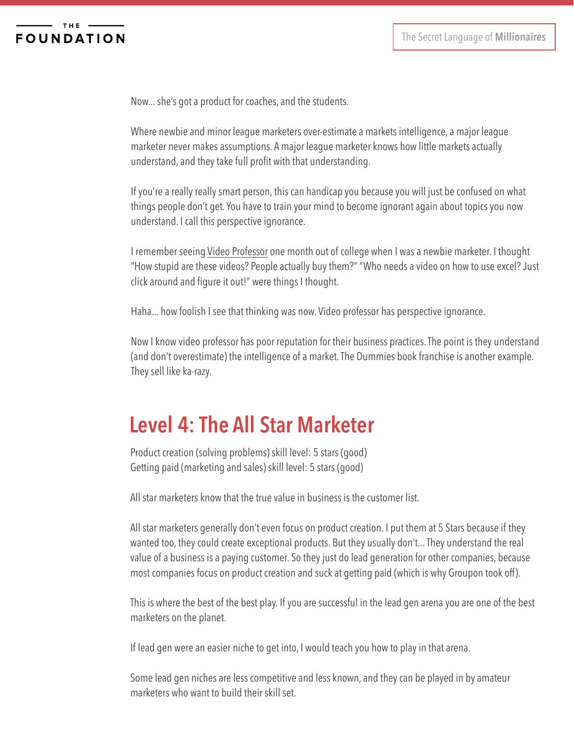Now… she's got a product for coaches, and the students.

Where newbie and minor league marketers over-estimate a markets intelligence, a major league marketer never makes assumptions. A major league marketer knows how little markets actually understand, and they take full profit with that understanding.

If you're a really really smart person, this can handicap you because you will just be confused on what things people don't get. You have to train your mind to become ignorant again about topics you now understand. I call this perspective ignorance.

I remember seeing Video Professor one month out of college when I was a newbie marketer. I thought "How stupid are these videos? People actually buy them?" "Who needs a video on how to use excel? Just click around and figure it out!" were things I thought.

Haha… how foolish I see that thinking was now. Video professor has perspective ignorance.

Now I know video professor has poor reputation for their business practices. The point is they understand (and don't overestimate) the intelligence of a market. The Dummies book franchise is another example. They sell like ka-razy.

## Level 4: The All Star Marketer

Product creation (solving problems) skill level: 5 stars (good)
Getting paid (marketing and sales) skill level: 5 stars (good)

All star marketers know that the true value in business is the customer list.

All star marketers generally don't even focus on product creation. I put them at 5 Stars because if they wanted too, they could create exceptional products. But they usually don't… They understand the real value of a business is a paying customer. So they just do lead generation for other companies, because most companies focus on product creation and suck at getting paid (which is why Groupon took off).

This is where the best of the best play. If you are successful in the lead gen arena you are one of the best marketers on the planet.

If lead gen were an easier niche to get into, I would teach you how to play in that arena.

Some lead gen niches are less competitive and less known, and they can be played in by amateur marketers who want to build their skill set.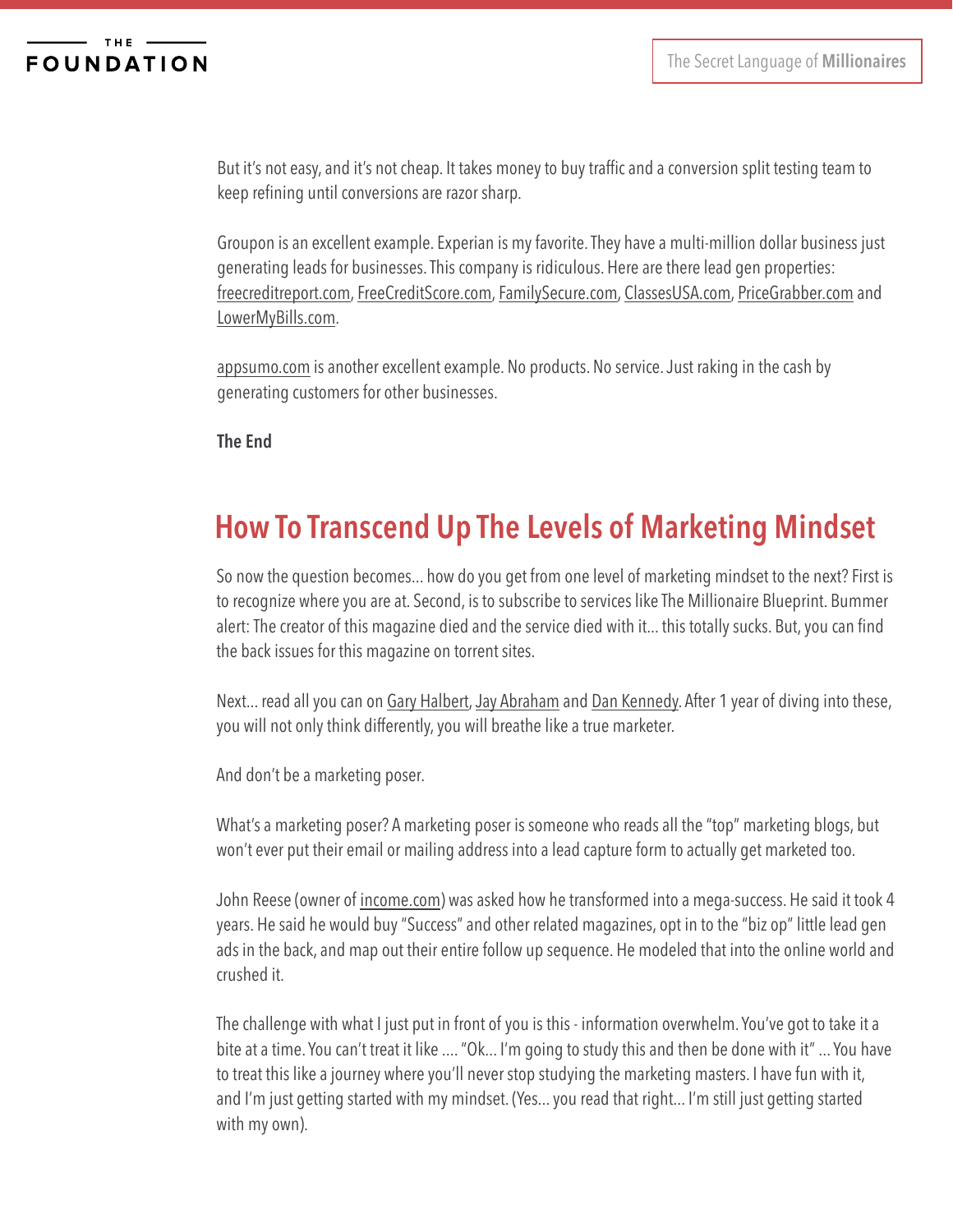But it's not easy, and it's not cheap. It takes money to buy traffic and a conversion split testing team to keep refining until conversions are razor sharp.

Groupon is an excellent example. Experian is my favorite. They have a multi-million dollar business just generating leads for businesses. This company is ridiculous. Here are there lead gen properties: freecreditreport.com, FreeCreditScore.com, FamilySecure.com, ClassesUSA.com, PriceGrabber.com and LowerMyBills.com.

appsumo.com is another excellent example. No products. No service. Just raking in the cash by generating customers for other businesses.

**The End**

## How To Transcend Up The Levels of Marketing Mindset

So now the question becomes... how do you get from one level of marketing mindset to the next? First is to recognize where you are at. Second, is to subscribe to services like The Millionaire Blueprint. Bummer alert: The creator of this magazine died and the service died with it... this totally sucks. But, you can find the back issues for this magazine on torrent sites.

Next... read all you can on Gary Halbert, Jay Abraham and Dan Kennedy. After 1 year of diving into these, you will not only think differently, you will breathe like a true marketer.

And don't be a marketing poser.

What's a marketing poser? A marketing poser is someone who reads all the "top" marketing blogs, but won't ever put their email or mailing address into a lead capture form to actually get marketed too.

John Reese (owner of income.com) was asked how he transformed into a mega-success. He said it took 4 years. He said he would buy "Success" and other related magazines, opt in to the "biz op" little lead gen ads in the back, and map out their entire follow up sequence. He modeled that into the online world and crushed it.

The challenge with what I just put in front of you is this - information overwhelm. You've got to take it a bite at a time. You can't treat it like .... "Ok... I'm going to study this and then be done with it" ... You have to treat this like a journey where you'll never stop studying the marketing masters. I have fun with it, and I'm just getting started with my mindset. (Yes... you read that right... I'm still just getting started with my own).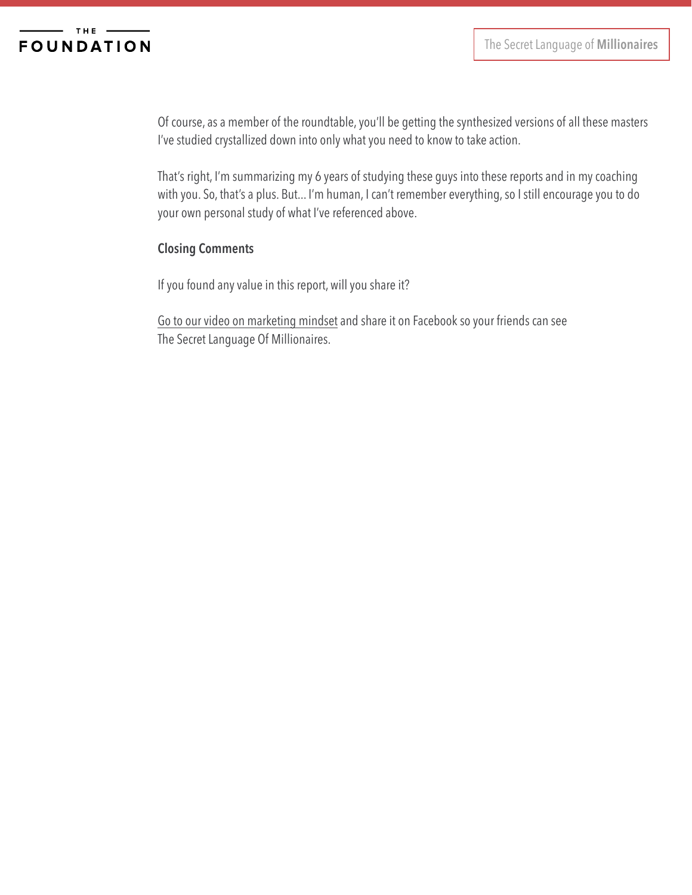Of course, as a member of the roundtable, you'll be getting the synthesized versions of all these masters I've studied crystallized down into only what you need to know to take action.

That's right, I'm summarizing my 6 years of studying these guys into these reports and in my coaching with you. So, that's a plus. But… I'm human, I can't remember everything, so I still encourage you to do your own personal study of what I've referenced above.

**Closing Comments**

If you found any value in this report, will you share it?

Go to our video on marketing mindset and share it on Facebook so your friends can see The Secret Language Of Millionaires.